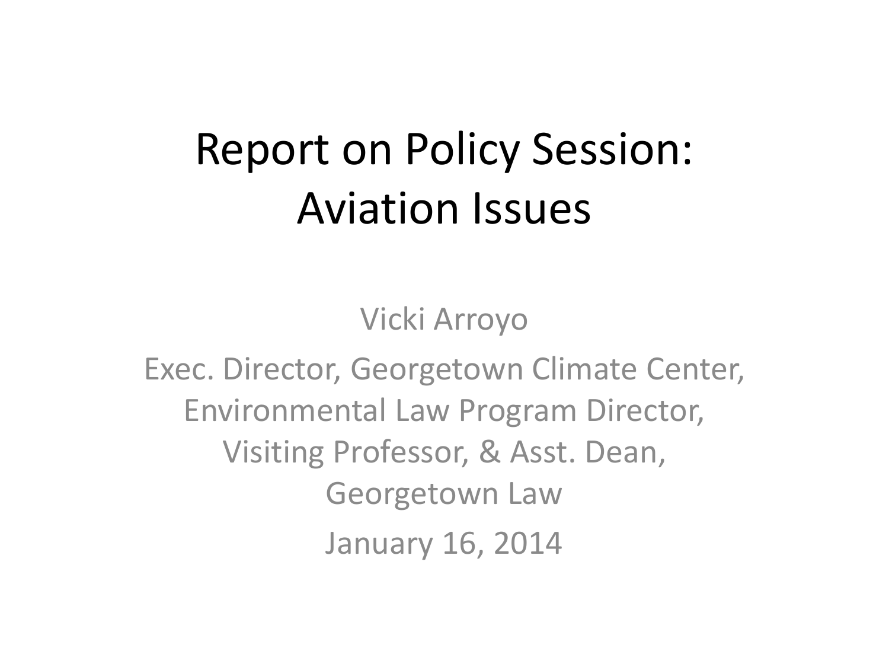# Report on Policy Session: Aviation Issues

Vicki Arroyo

Exec. Director, Georgetown Climate Center, Environmental Law Program Director, Visiting Professor, & Asst. Dean, Georgetown Law

January 16, 2014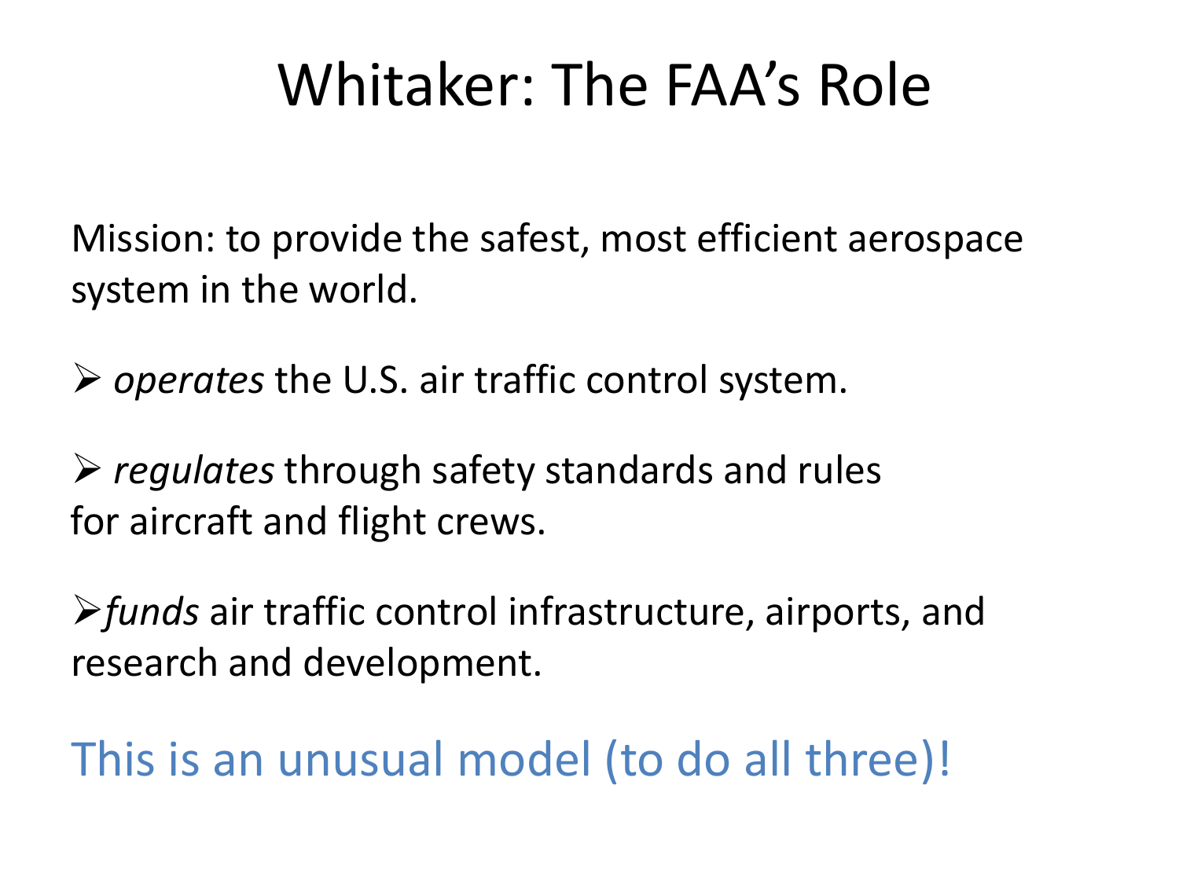# Whitaker: The FAA's Role

Mission: to provide the safest, most efficient aerospace system in the world.

- *operates* the U.S. air traffic control system.
- *regulates* through safety standards and rules for aircraft and flight crews.
- *funds* air traffic control infrastructure, airports, and research and development.

This is an unusual model (to do all three)!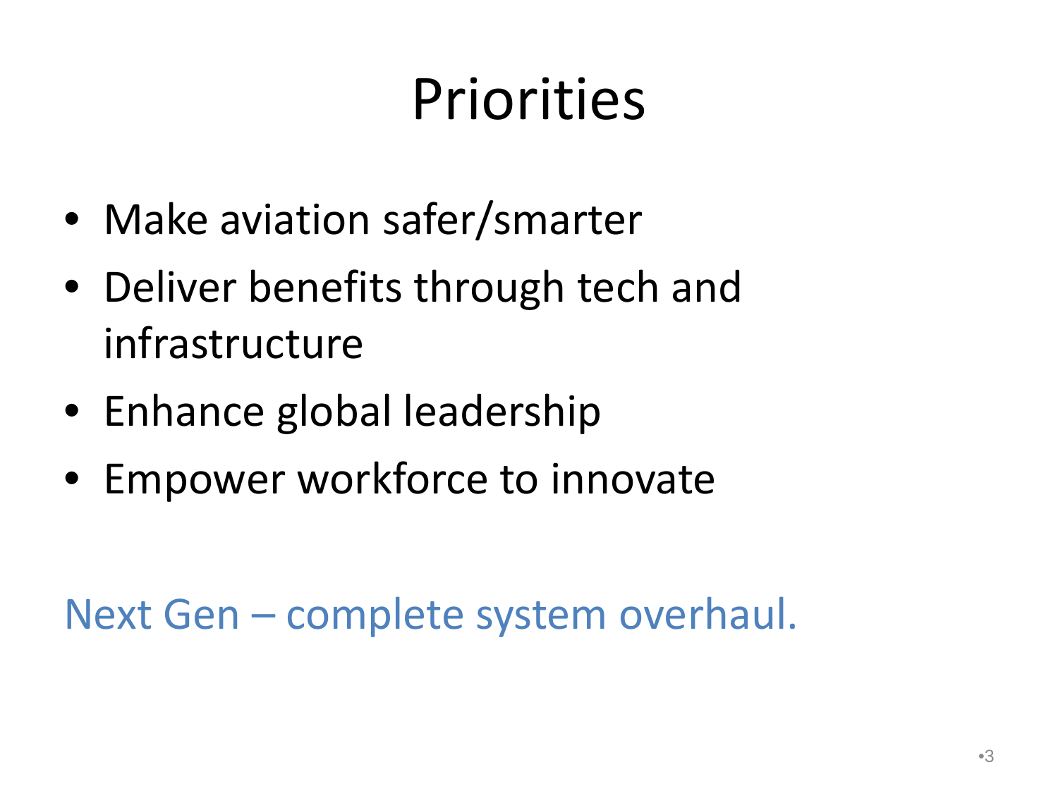# Priorities

- Make aviation safer/smarter
- Deliver benefits through tech and infrastructure
- Enhance global leadership
- Empower workforce to innovate

Next Gen – complete system overhaul.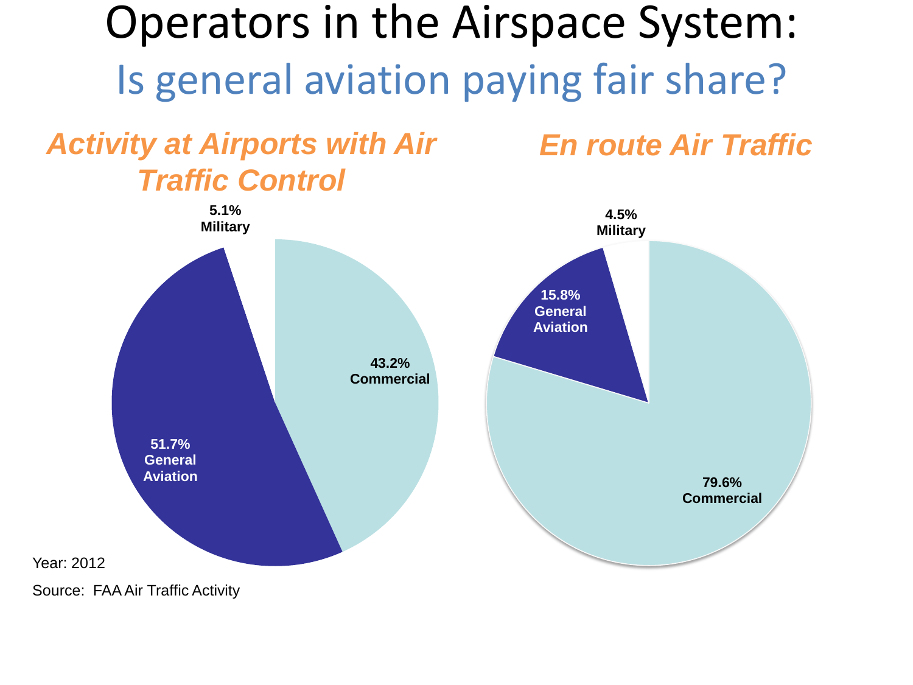# Operators in the Airspace System:

## Is general aviation paying fair share?

### *Activity at Airports with Air Traffic Control*

5.1% Military

43.2% Commercial

51.7% General Aviation

### *En route Air Traffic*

4.5% Military

15.8% General Aviation

79.6% Commercial

Year: 2012

Source: FAA Air Traffic Activity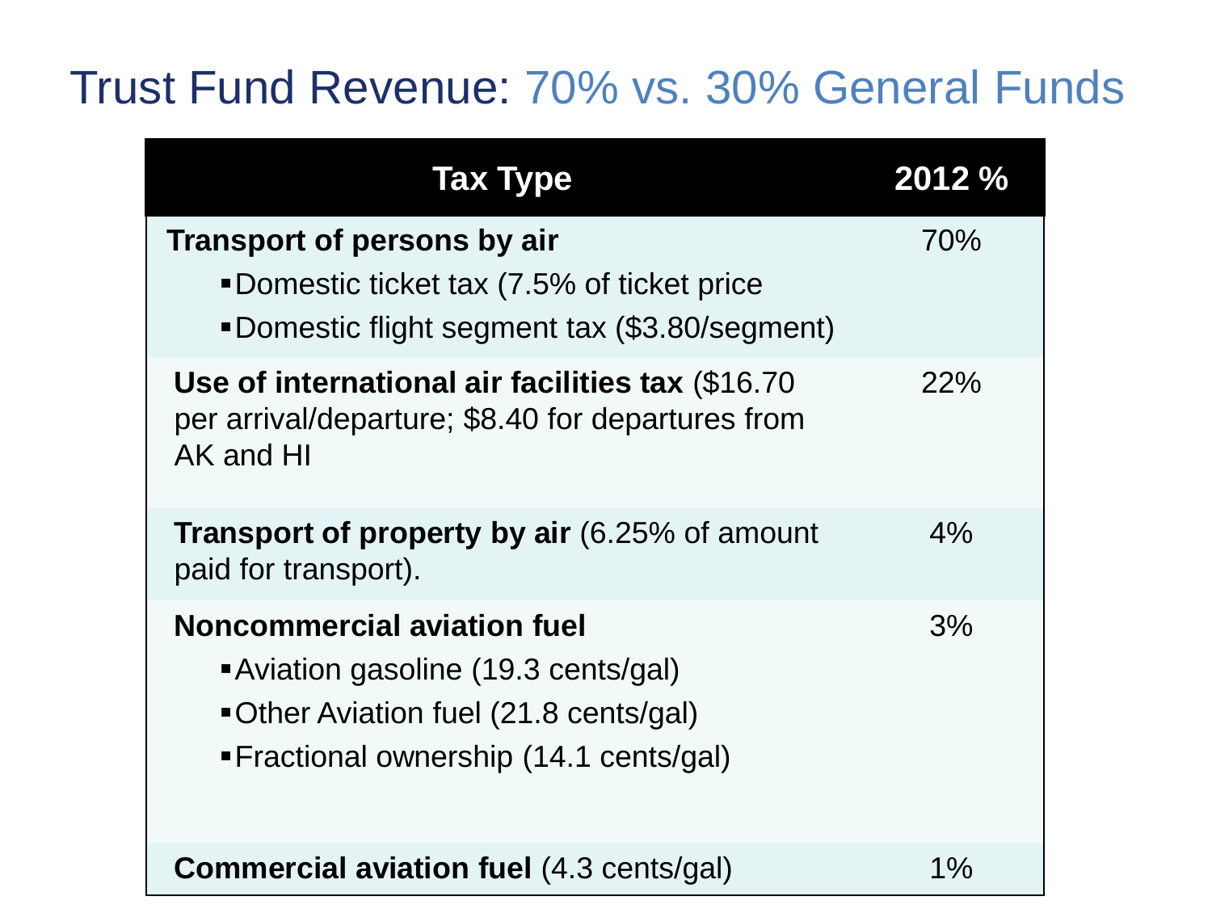# Trust Fund Revenue: 70% vs. 30% General Funds

| Tax Type | 2012 % |
|---|---|
| **Transport of persons by air**<br>▪ Domestic ticket tax (7.5% of ticket price<br>▪ Domestic flight segment tax ($3.80/segment) | 70% |
| **Use of international air facilities tax** ($16.70 per arrival/departure; $8.40 for departures from AK and HI | 22% |
| **Transport of property by air** (6.25% of amount paid for transport). | 4% |
| **Noncommercial aviation fuel**<br>▪ Aviation gasoline (19.3 cents/gal)<br>▪ Other Aviation fuel (21.8 cents/gal)<br>▪ Fractional ownership (14.1 cents/gal) | 3% |
| **Commercial aviation fuel** (4.3 cents/gal) | 1% |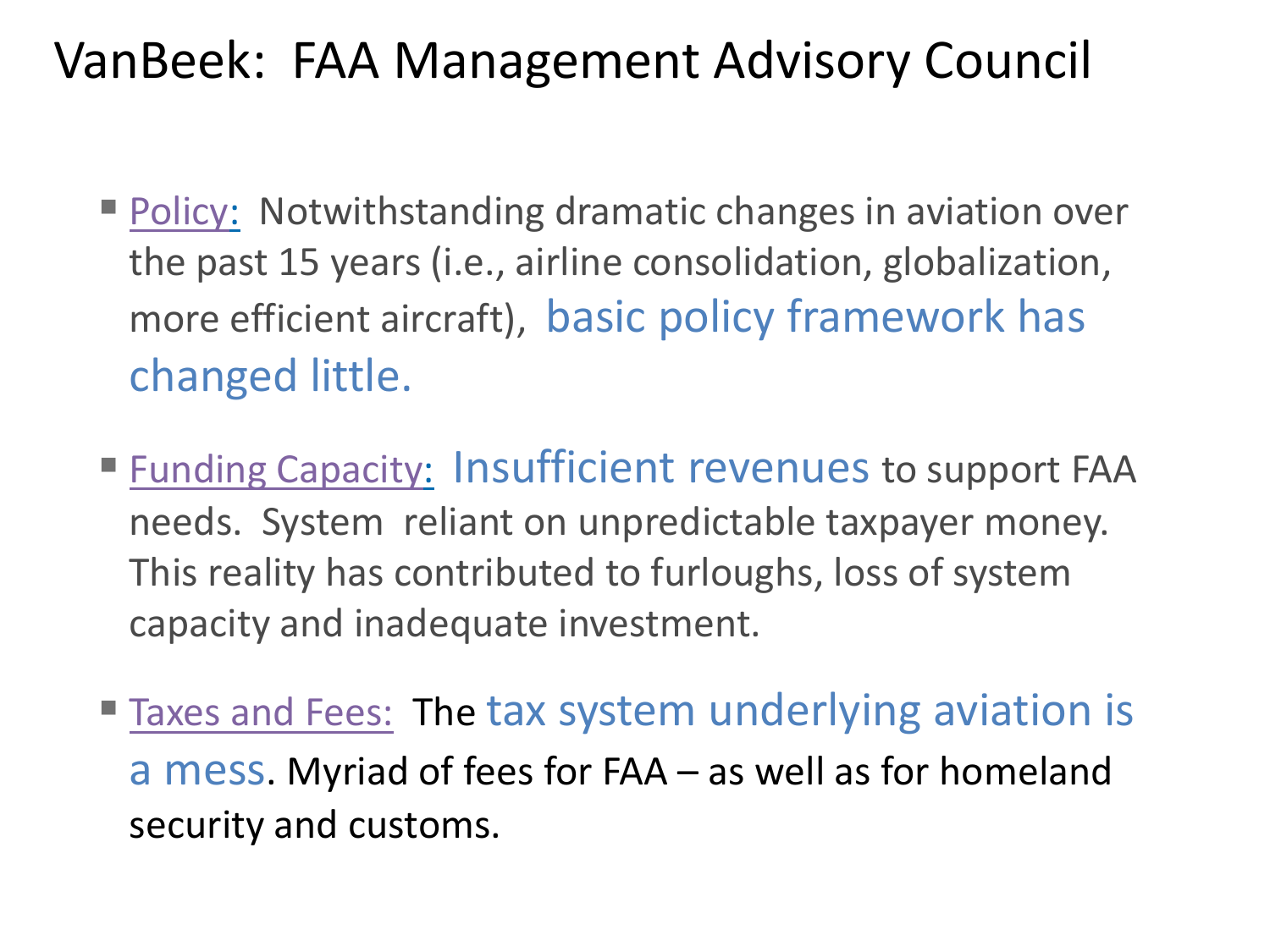# VanBeek: FAA Management Advisory Council

- Policy: Notwithstanding dramatic changes in aviation over the past 15 years (i.e., airline consolidation, globalization, more efficient aircraft), basic policy framework has changed little.
- Funding Capacity: Insufficient revenues to support FAA needs. System reliant on unpredictable taxpayer money. This reality has contributed to furloughs, loss of system capacity and inadequate investment.
- Taxes and Fees: The tax system underlying aviation is a mess. Myriad of fees for FAA – as well as for homeland security and customs.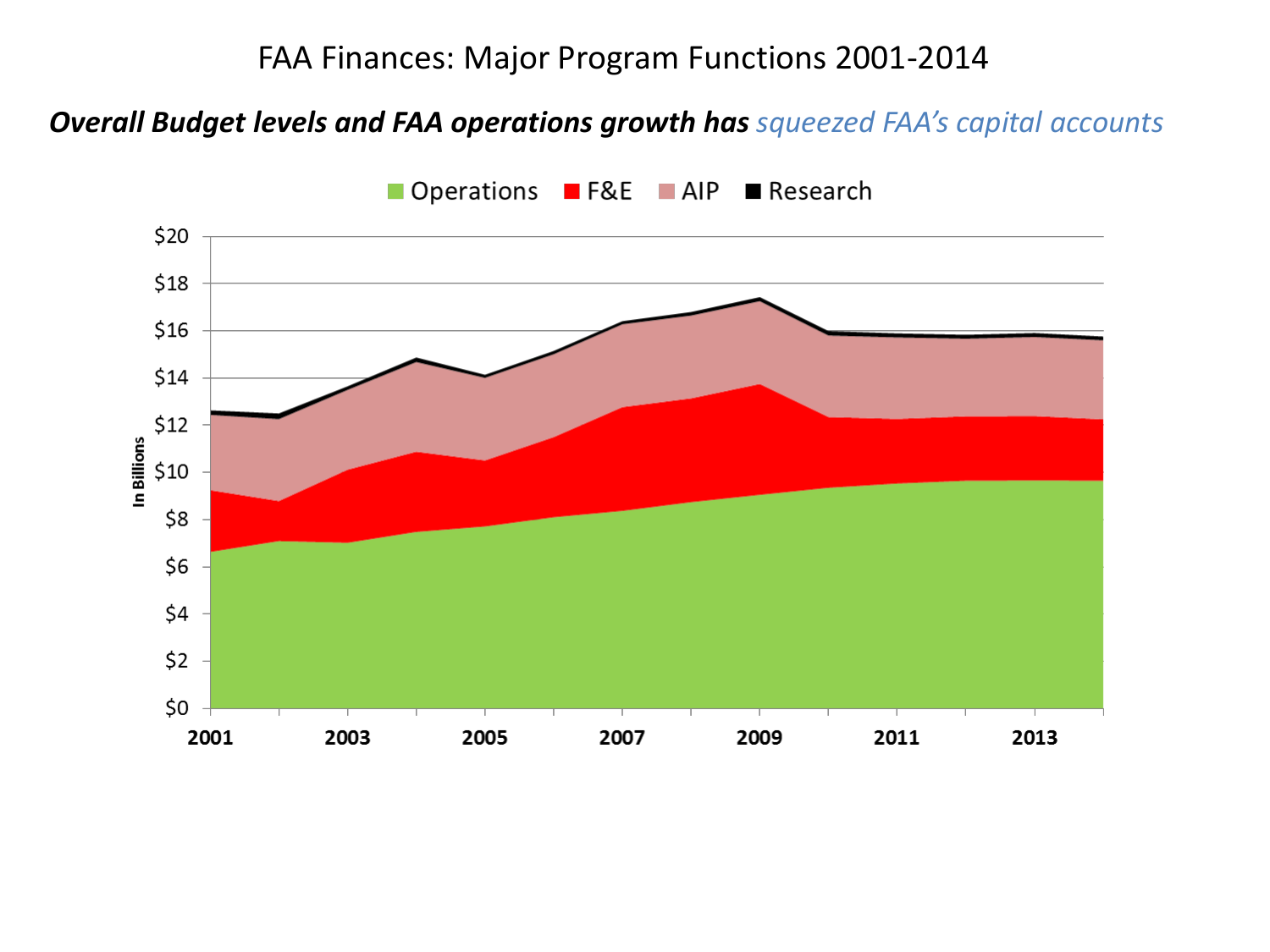# FAA Finances: Major Program Functions 2001-2014

***Overall Budget levels and FAA operations growth has*** *squeezed FAA's capital accounts*

Operations | F&E | AIP | Research

In Billions

$20
$18
$16
$14
$12
$10
$8
$6
$4
$2
$0

2001 | 2003 | 2005 | 2007 | 2009 | 2011 | 2013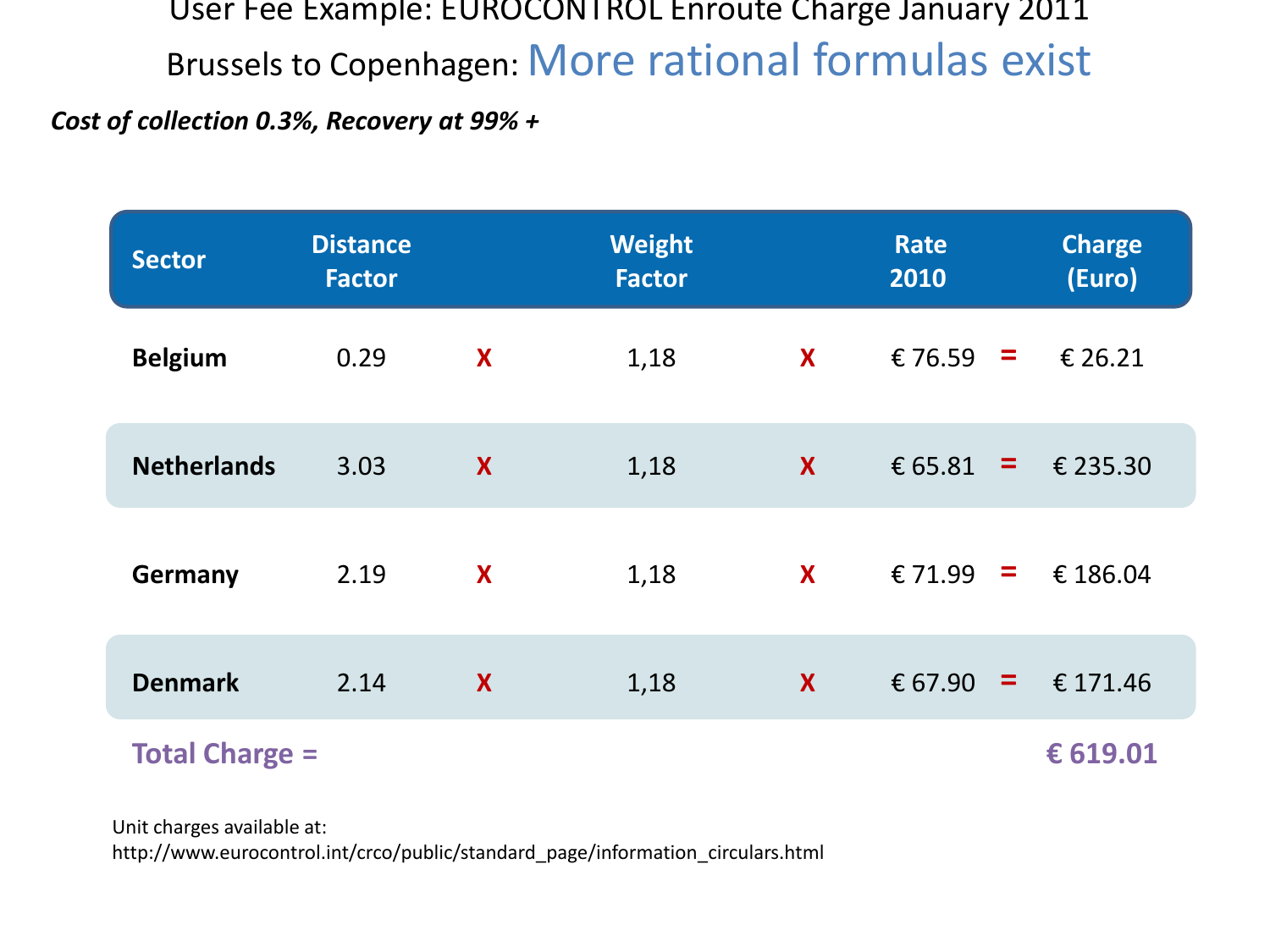# User Fee Example: EUROCONTROL Enroute Charge January 2011

## Brussels to Copenhagen: More rational formulas exist

***Cost of collection 0.3%, Recovery at 99% +***

| Sector | Distance Factor | | Weight Factor | | Rate 2010 | | Charge (Euro) |
|---|---|---|---|---|---|---|---|
| **Belgium** | 0.29 | X | 1,18 | X | € 76.59 | = | € 26.21 |
| **Netherlands** | 3.03 | X | 1,18 | X | € 65.81 | = | € 235.30 |
| **Germany** | 2.19 | X | 1,18 | X | € 71.99 | = | € 186.04 |
| **Denmark** | 2.14 | X | 1,18 | X | € 67.90 | = | € 171.46 |
| **Total Charge =** | | | | | | | **€ 619.01** |

Unit charges available at:
http://www.eurocontrol.int/crco/public/standard_page/information_circulars.html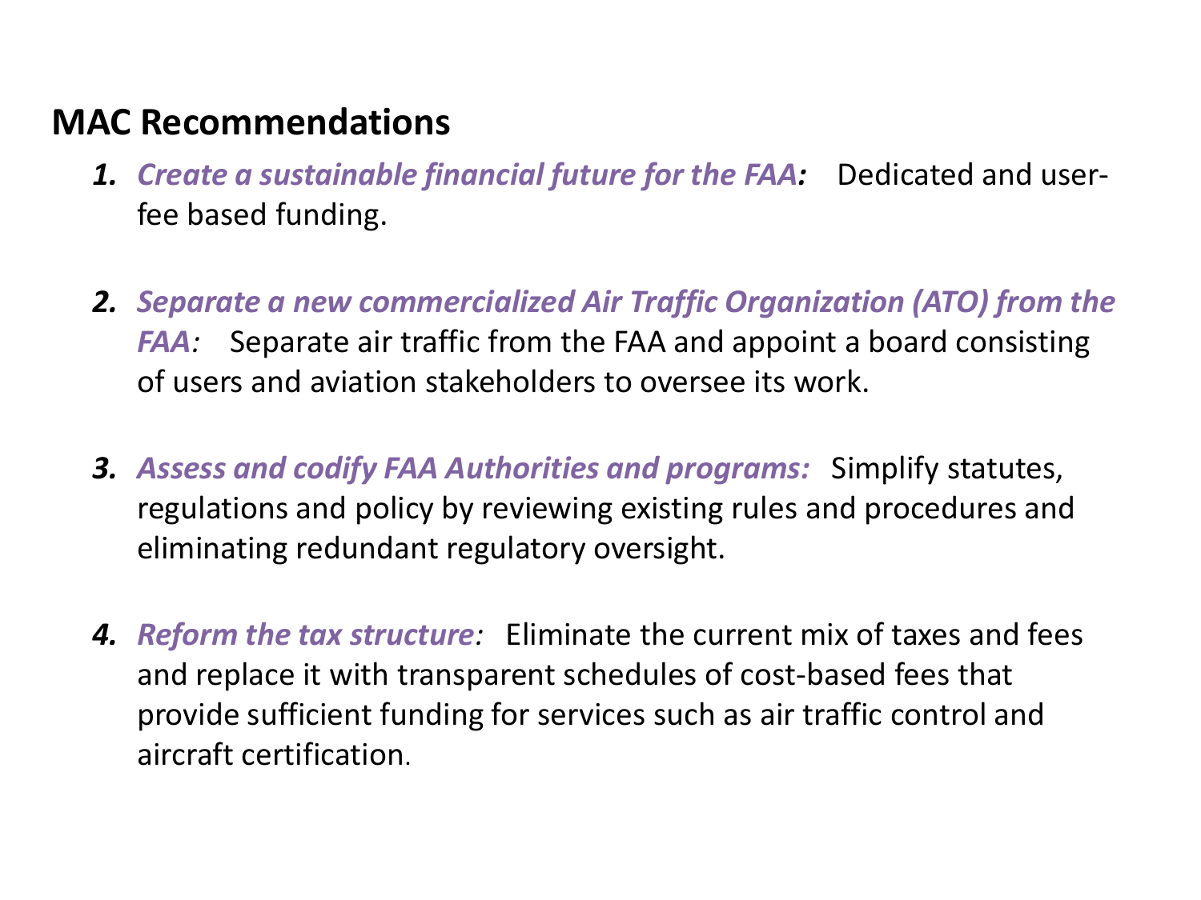## MAC Recommendations

1. ***Create a sustainable financial future for the FAA:*** Dedicated and user-fee based funding.

2. ***Separate a new commercialized Air Traffic Organization (ATO) from the FAA:*** Separate air traffic from the FAA and appoint a board consisting of users and aviation stakeholders to oversee its work.

3. ***Assess and codify FAA Authorities and programs:*** Simplify statutes, regulations and policy by reviewing existing rules and procedures and eliminating redundant regulatory oversight.

4. ***Reform the tax structure:*** Eliminate the current mix of taxes and fees and replace it with transparent schedules of cost-based fees that provide sufficient funding for services such as air traffic control and aircraft certification.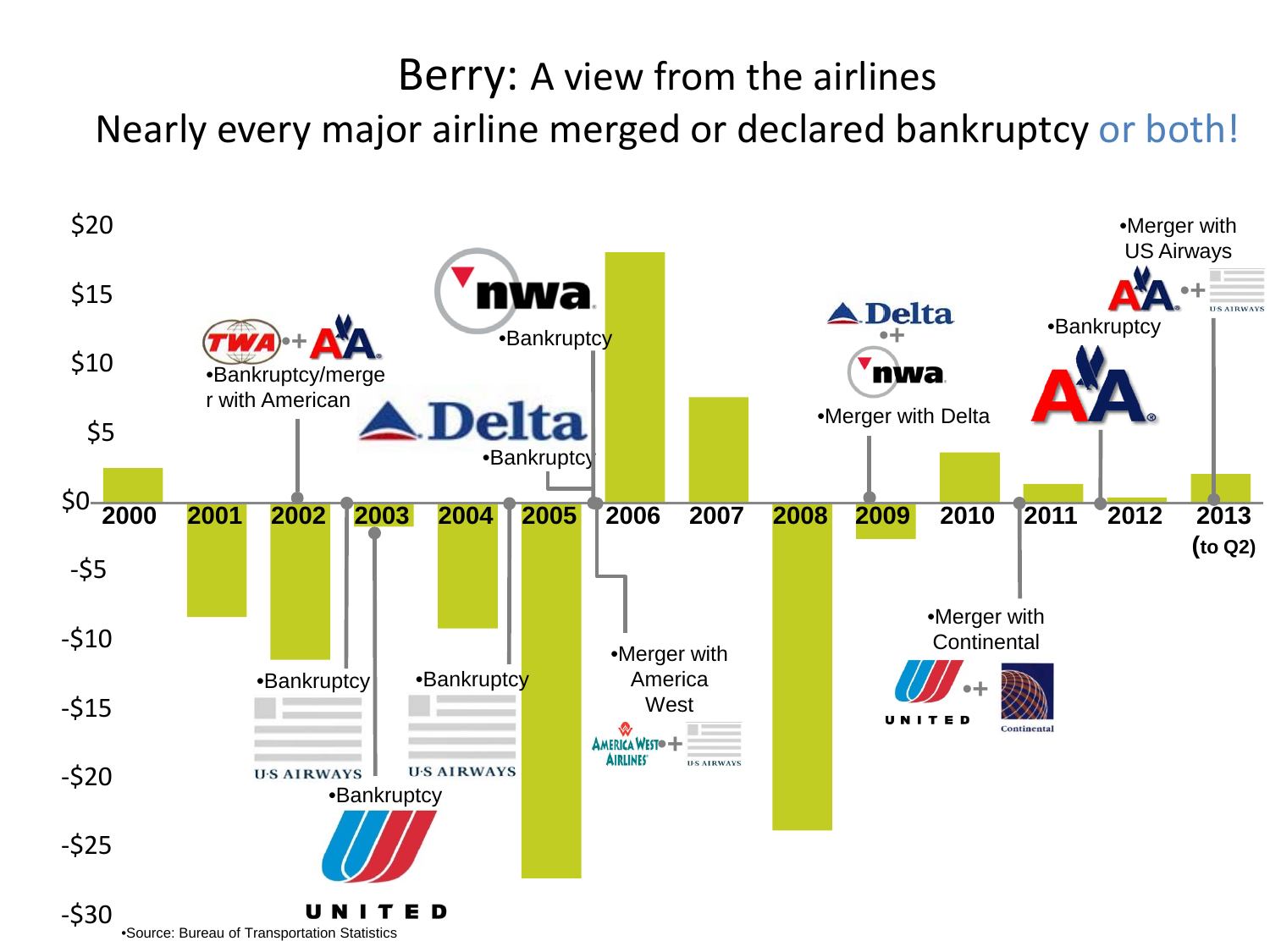# Berry: A view from the airlines

## Nearly every major airline merged or declared bankruptcy or both!

- 2001: TWA + AA — Bankruptcy/merger with American
- 2002: US Airways — Bankruptcy
- 2002: United — Bankruptcy
- 2004: US Airways — Bankruptcy
- 2005: Delta — Bankruptcy
- 2005: NWA — Bankruptcy
- 2005: America West Airlines + US Airways — Merger with America West
- 2008: Delta + NWA — Merger with Delta
- 2010: United + Continental — Merger with Continental
- 2011: AA — Bankruptcy
- 2013: AA + US Airways — Merger with US Airways

Years shown on the chart: 2000, 2001, 2002, 2003, 2004, 2005, 2006, 2007, 2008, 2009, 2010, 2011, 2012, 2013 (to Q2)

Y-axis: $20, $15, $10, $5, $0, -$5, -$10, -$15, -$20, -$25, -$30

•Source: Bureau of Transportation Statistics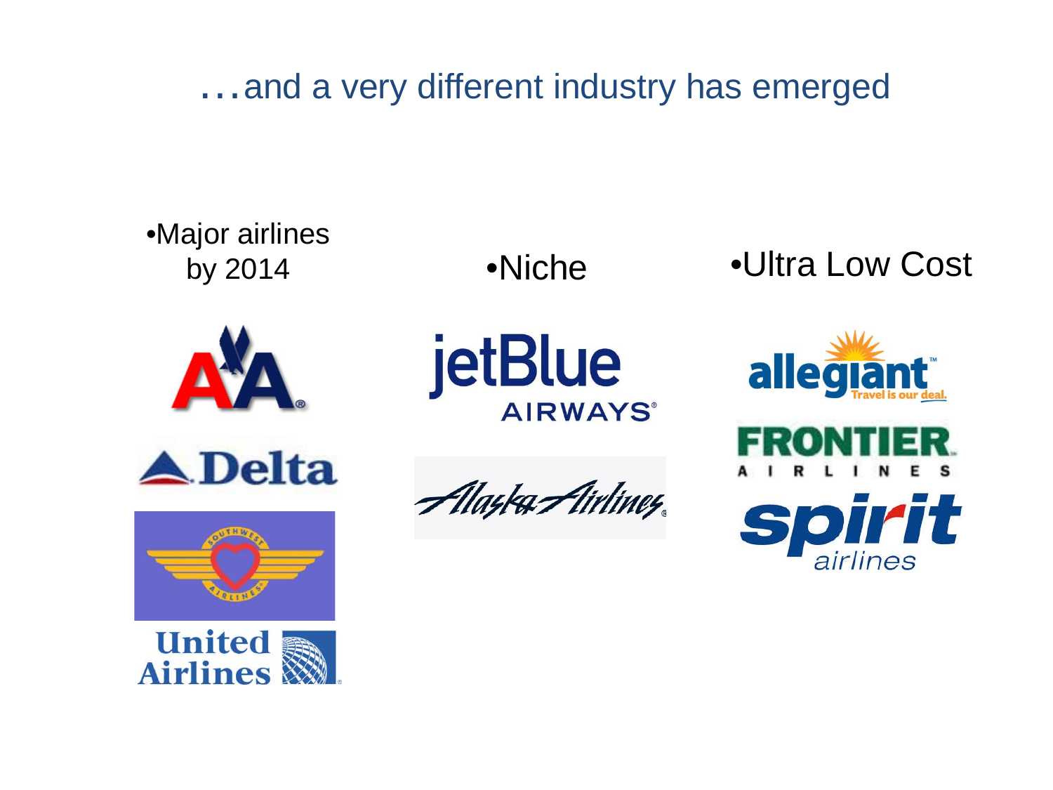# …and a very different industry has emerged

- Major airlines by 2014
- Niche
- Ultra Low Cost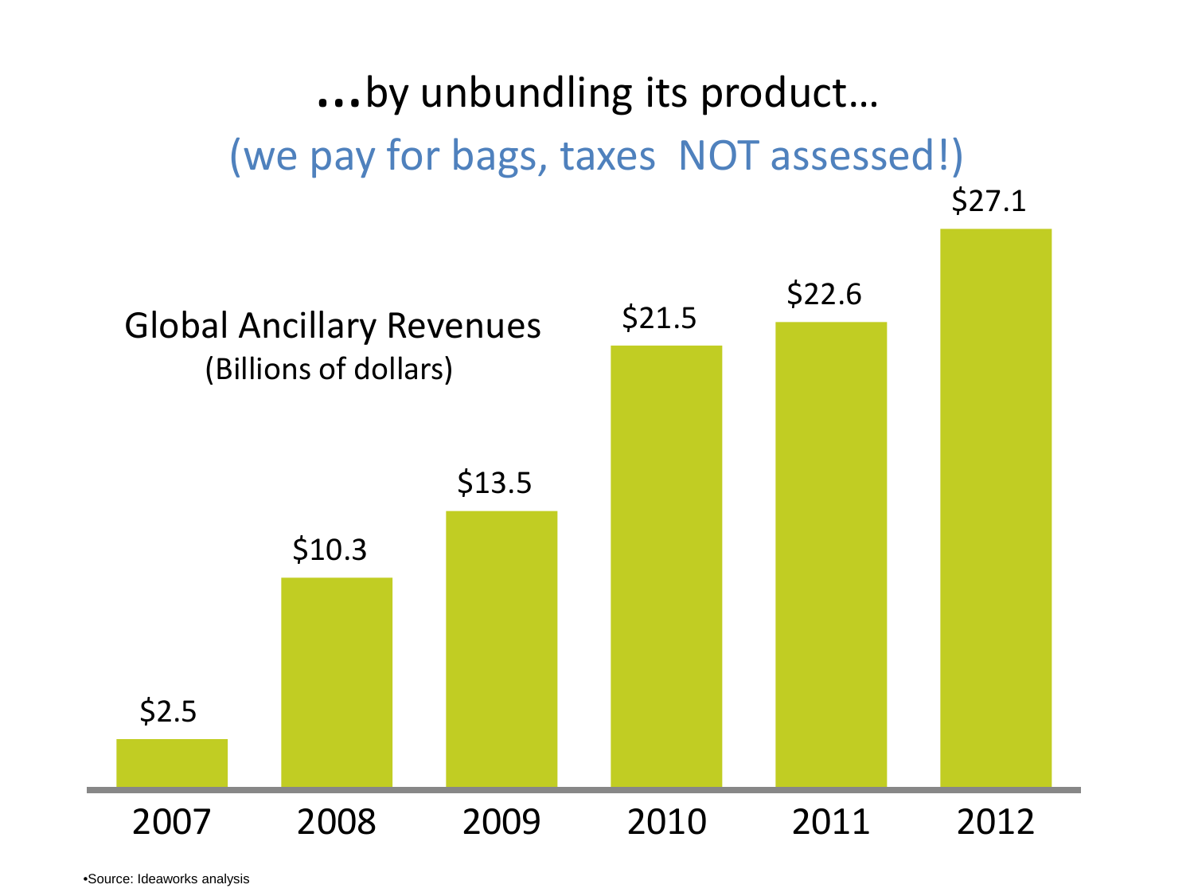# …by unbundling its product…

## (we pay for bags, taxes NOT assessed!)

Global Ancillary Revenues
(Billions of dollars)

| Year | Revenue |
| --- | --- |
| 2007 | $2.5 |
| 2008 | $10.3 |
| 2009 | $13.5 |
| 2010 | $21.5 |
| 2011 | $22.6 |
| 2012 | $27.1 |

•Source: Ideaworks analysis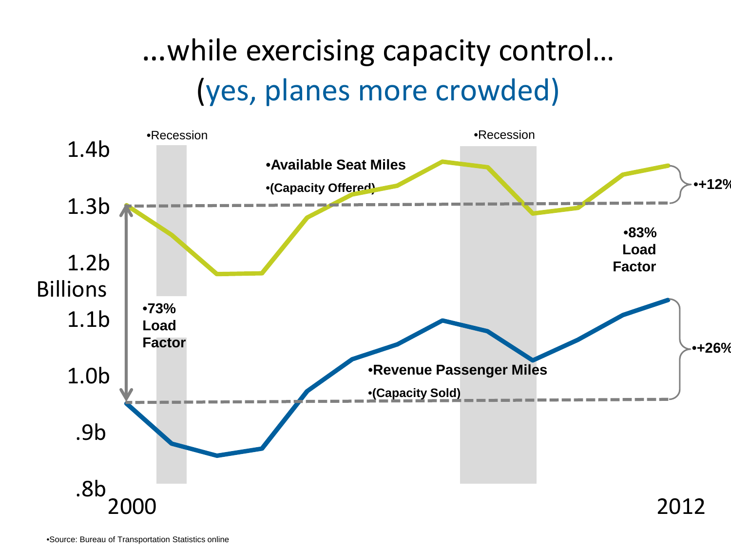# …while exercising capacity control…

## (yes, planes more crowded)

1.4b

1.3b

1.2b

Billions

1.1b

1.0b

.9b

.8b

2000

2012

- Recession
- Recession
- **Available Seat Miles**
- **(Capacity Offered)**
- **+12%**
- **83% Load Factor**
- **73% Load Factor**
- **+26%**
- **Revenue Passenger Miles**
- **(Capacity Sold)**

- Source: Bureau of Transportation Statistics online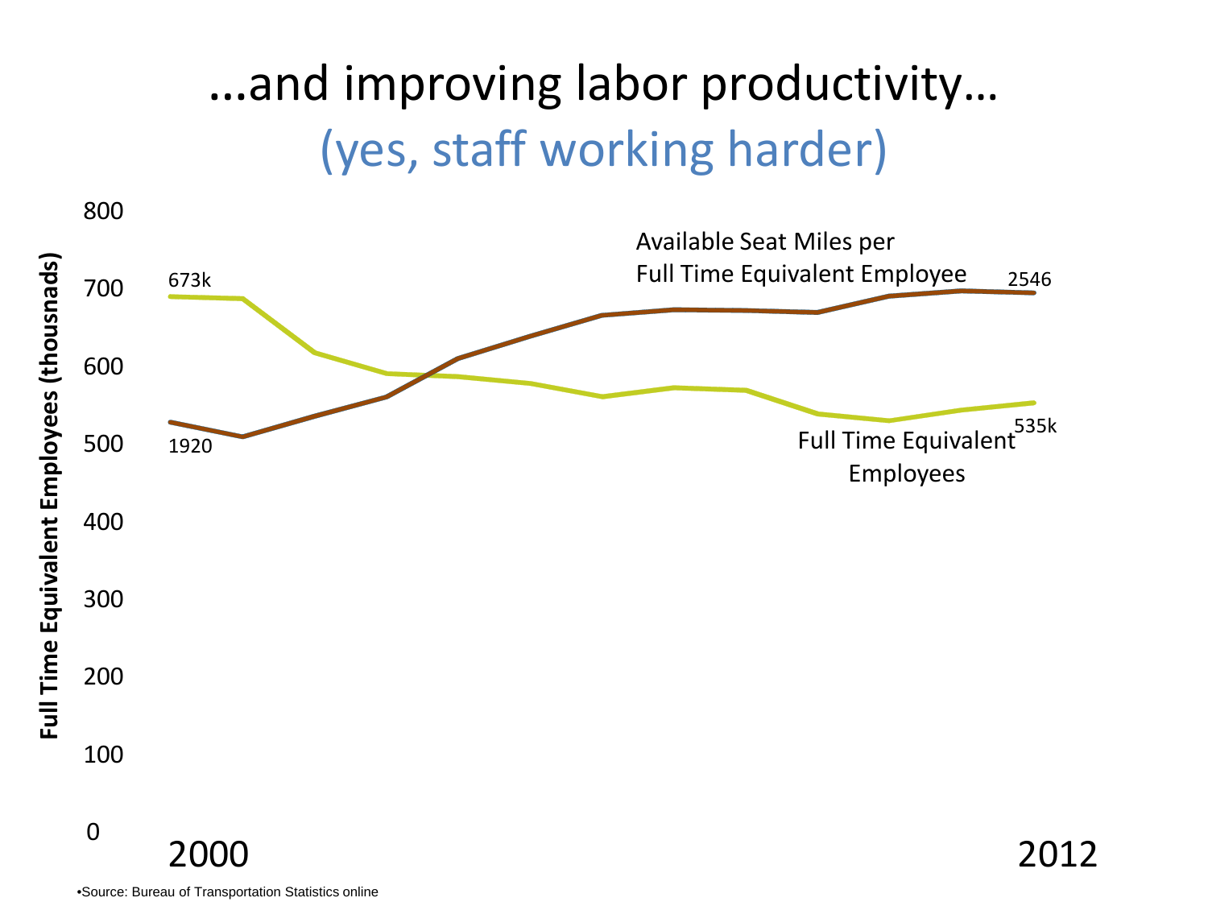# ...and improving labor productivity...

## (yes, staff working harder)

Full Time Equivalent Employees (thousnads)

800
700
600
500
400
300
200
100
0

673k

1920

Available Seat Miles per Full Time Equivalent Employee

2546

Full Time Equivalent Employees

535k

2000 2012

•Source: Bureau of Transportation Statistics online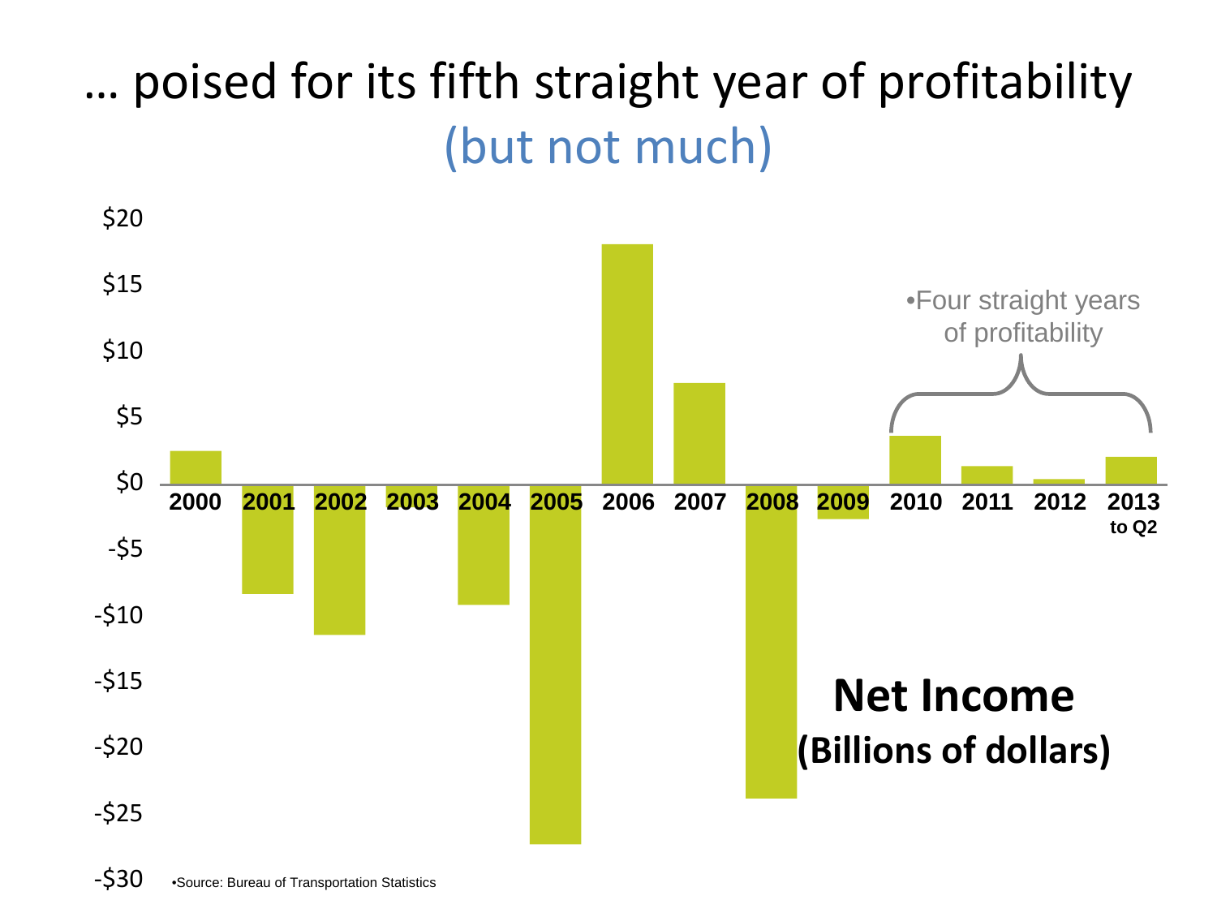# … poised for its fifth straight year of profitability (but not much)

**Net Income (Billions of dollars)**

| Year | Net Income |
| --- | --- |
| 2000 | ~$2.5 |
| 2001 | ~-$8.3 |
| 2002 | ~-$11.4 |
| 2003 | ~-$1.9 |
| 2004 | ~-$9.1 |
| 2005 | ~-$27.2 |
| 2006 | ~$18.2 |
| 2007 | ~$7.6 |
| 2008 | ~-$23.8 |
| 2009 | ~-$2.6 |
| 2010 | ~$3.6 |
| 2011 | ~$1.4 |
| 2012 | ~$0.4 |
| 2013 to Q2 | ~$2.0 |

•Four straight years of profitability

•Source: Bureau of Transportation Statistics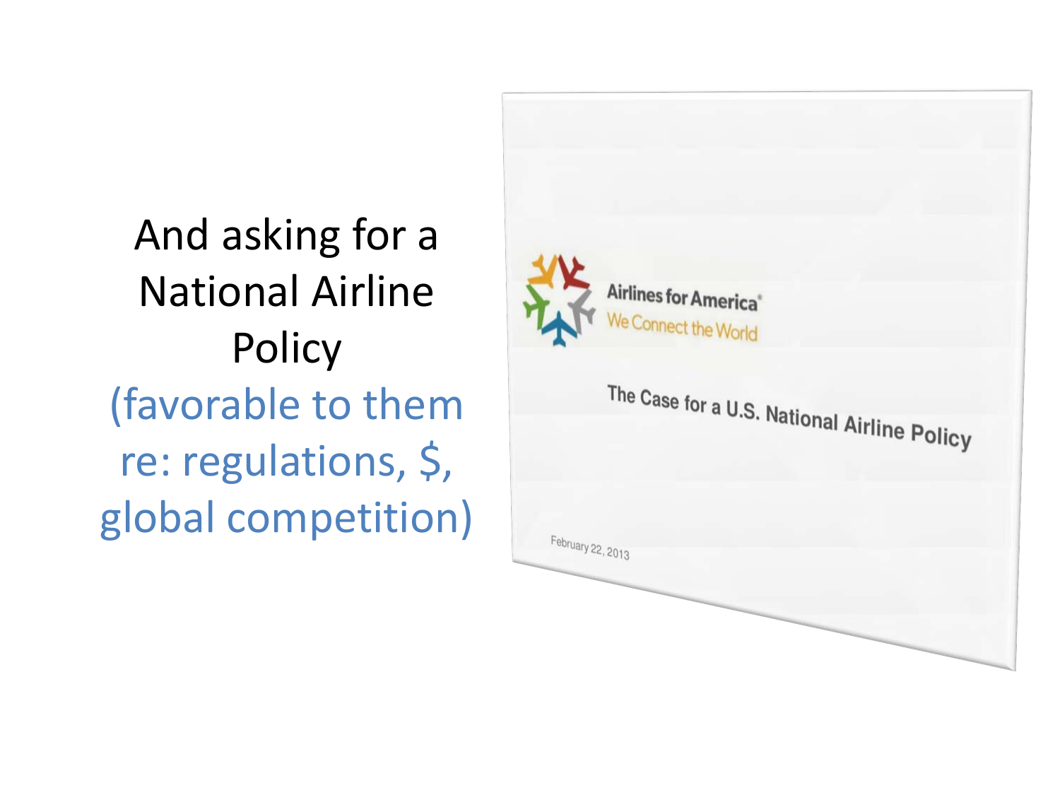And asking for a National Airline Policy

(favorable to them re: regulations, $, global competition)

Airlines for America®

We Connect the World

The Case for a U.S. National Airline Policy

February 22, 2013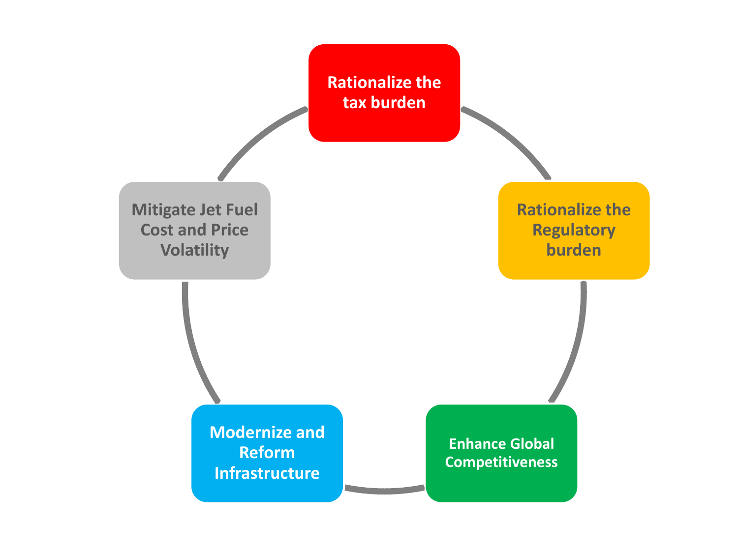Rationalize the tax burden

Rationalize the Regulatory burden

Enhance Global Competitiveness

Modernize and Reform Infrastructure

Mitigate Jet Fuel Cost and Price Volatility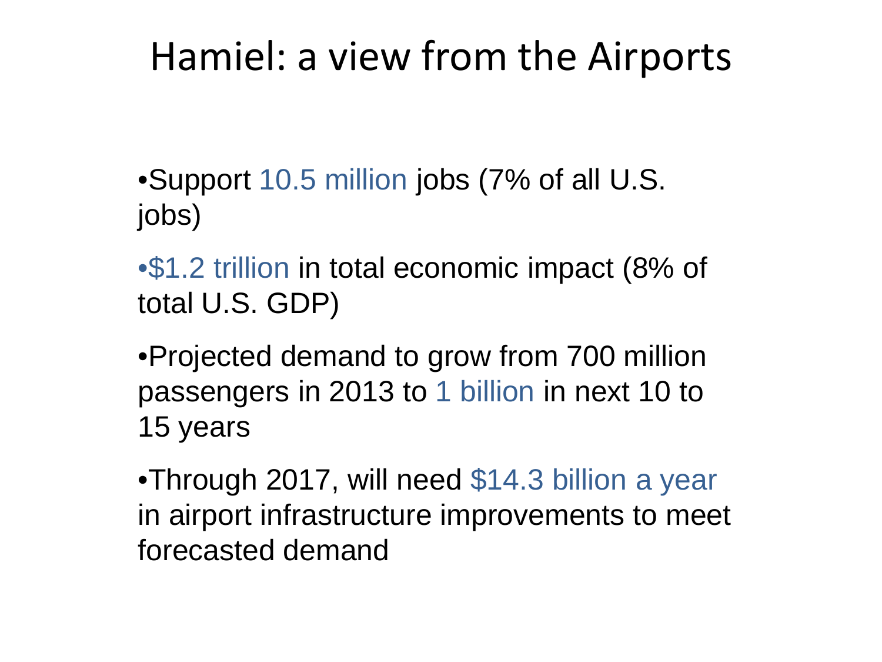# Hamiel: a view from the Airports

- Support 10.5 million jobs (7% of all U.S. jobs)
- $1.2 trillion in total economic impact (8% of total U.S. GDP)
- Projected demand to grow from 700 million passengers in 2013 to 1 billion in next 10 to 15 years
- Through 2017, will need $14.3 billion a year in airport infrastructure improvements to meet forecasted demand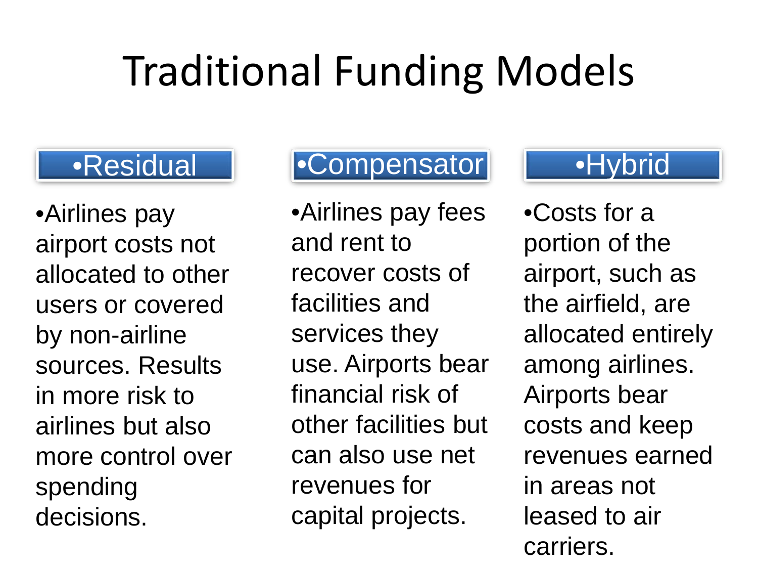# Traditional Funding Models

### •Residual

•Airlines pay airport costs not allocated to other users or covered by non-airline sources. Results in more risk to airlines but also more control over spending decisions.

### •Compensator

•Airlines pay fees and rent to recover costs of facilities and services they use. Airports bear financial risk of other facilities but can also use net revenues for capital projects.

### •Hybrid

•Costs for a portion of the airport, such as the airfield, are allocated entirely among airlines. Airports bear costs and keep revenues earned in areas not leased to air carriers.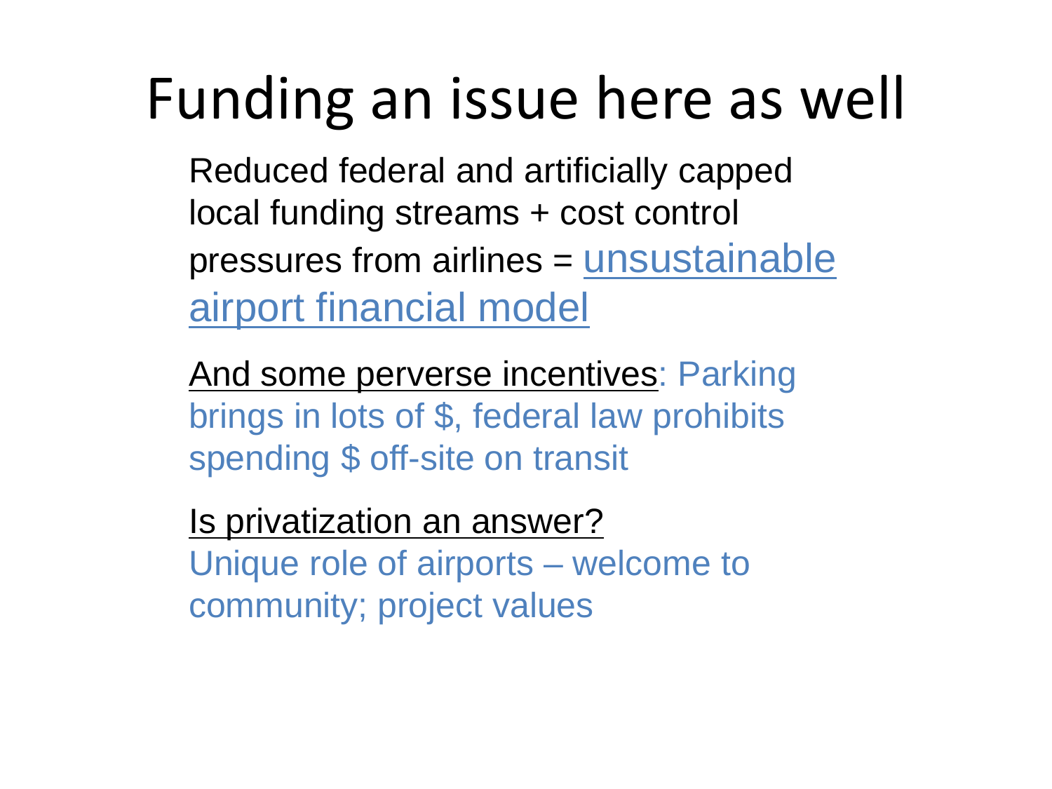# Funding an issue here as well

Reduced federal and artificially capped local funding streams + cost control pressures from airlines = unsustainable airport financial model

And some perverse incentives: Parking brings in lots of $, federal law prohibits spending $ off-site on transit

Is privatization an answer?
Unique role of airports – welcome to community; project values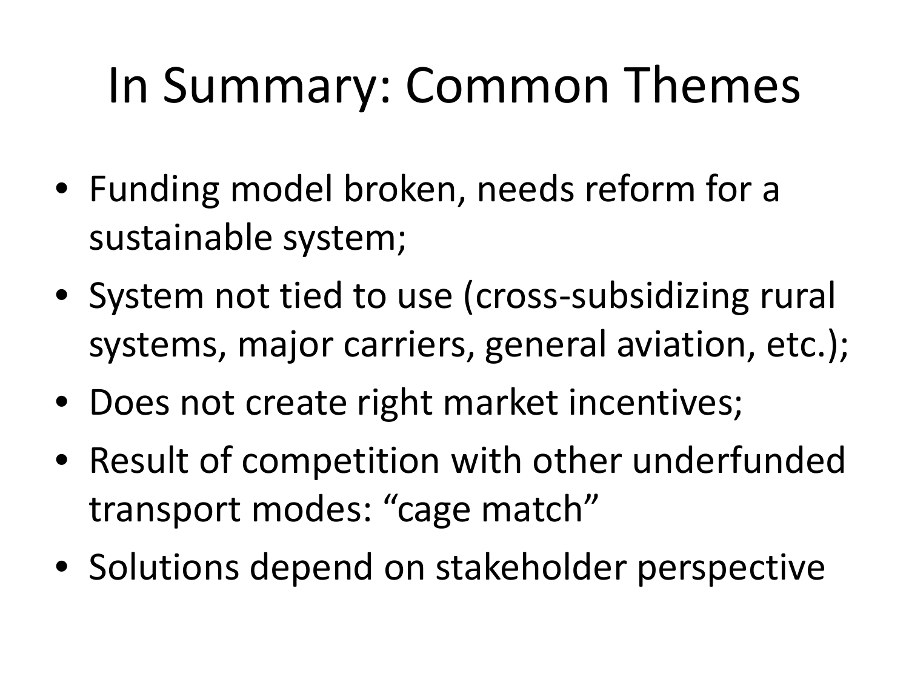# In Summary: Common Themes

- Funding model broken, needs reform for a sustainable system;
- System not tied to use (cross-subsidizing rural systems, major carriers, general aviation, etc.);
- Does not create right market incentives;
- Result of competition with other underfunded transport modes: "cage match"
- Solutions depend on stakeholder perspective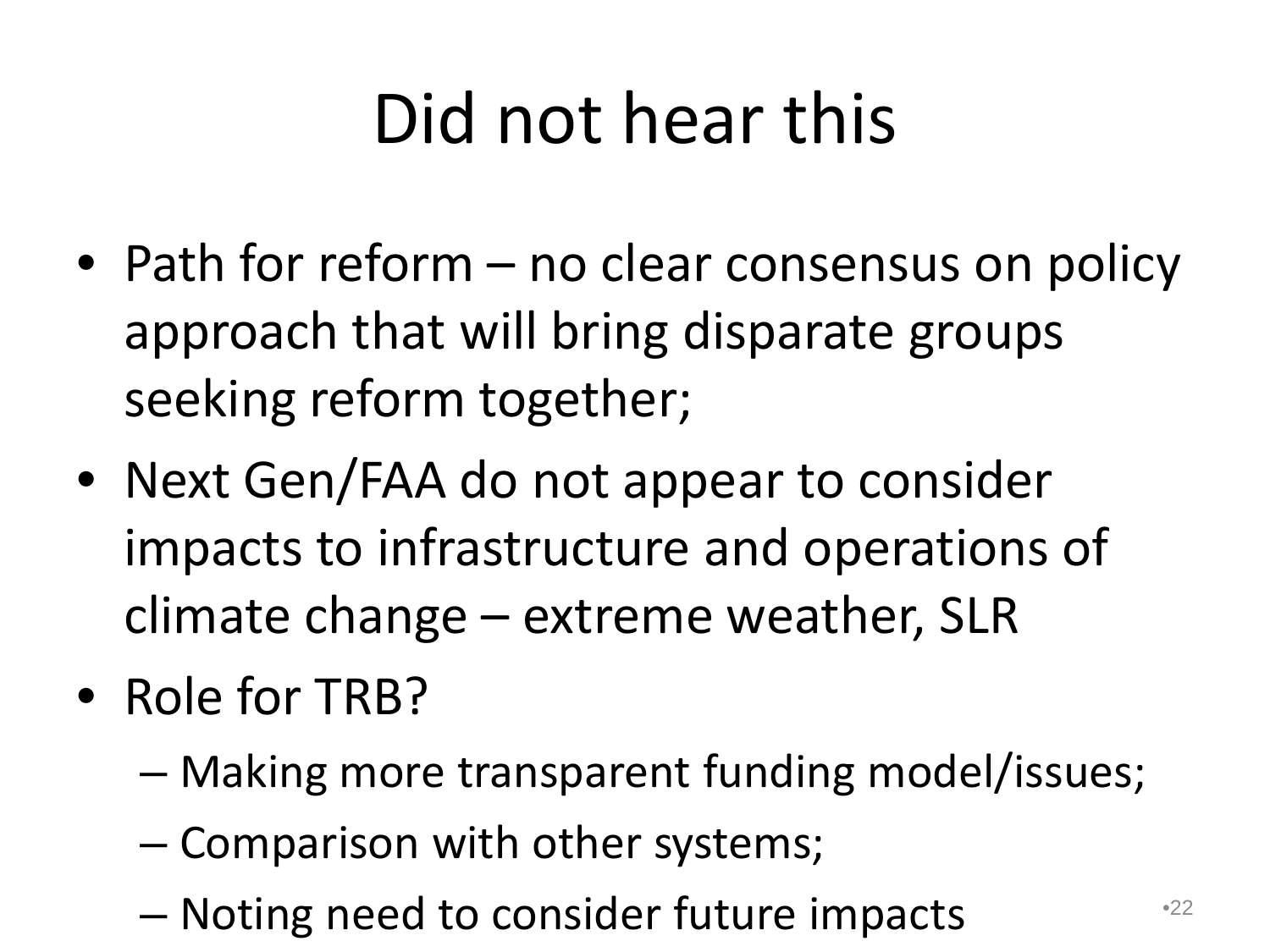# Did not hear this

- Path for reform – no clear consensus on policy approach that will bring disparate groups seeking reform together;
- Next Gen/FAA do not appear to consider impacts to infrastructure and operations of climate change – extreme weather, SLR
- Role for TRB?
  - Making more transparent funding model/issues;
  - Comparison with other systems;
  - Noting need to consider future impacts